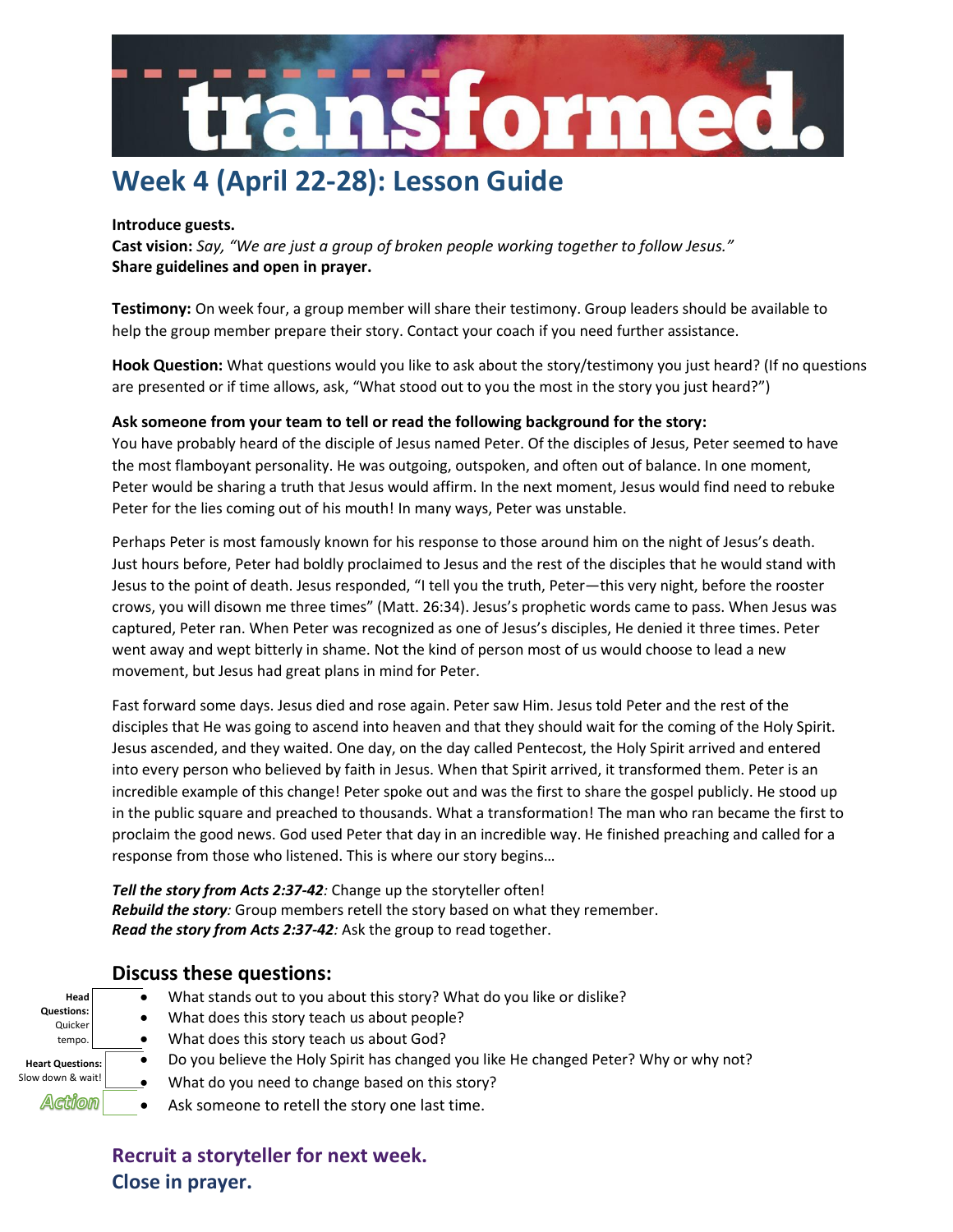# transformed.

## Week 4 (April 22-28): Lesson Guide

**Introduce guests.**
**Cast vision:** *Say, "We are just a group of broken people working together to follow Jesus."*
**Share guidelines and open in prayer.**

**Testimony:** On week four, a group member will share their testimony. Group leaders should be available to help the group member prepare their story. Contact your coach if you need further assistance.

**Hook Question:** What questions would you like to ask about the story/testimony you just heard? (If no questions are presented or if time allows, ask, "What stood out to you the most in the story you just heard?")

**Ask someone from your team to tell or read the following background for the story:**
You have probably heard of the disciple of Jesus named Peter. Of the disciples of Jesus, Peter seemed to have the most flamboyant personality. He was outgoing, outspoken, and often out of balance. In one moment, Peter would be sharing a truth that Jesus would affirm. In the next moment, Jesus would find need to rebuke Peter for the lies coming out of his mouth! In many ways, Peter was unstable.

Perhaps Peter is most famously known for his response to those around him on the night of Jesus's death. Just hours before, Peter had boldly proclaimed to Jesus and the rest of the disciples that he would stand with Jesus to the point of death. Jesus responded, "I tell you the truth, Peter—this very night, before the rooster crows, you will disown me three times" (Matt. 26:34). Jesus's prophetic words came to pass. When Jesus was captured, Peter ran. When Peter was recognized as one of Jesus's disciples, He denied it three times. Peter went away and wept bitterly in shame. Not the kind of person most of us would choose to lead a new movement, but Jesus had great plans in mind for Peter.

Fast forward some days. Jesus died and rose again. Peter saw Him. Jesus told Peter and the rest of the disciples that He was going to ascend into heaven and that they should wait for the coming of the Holy Spirit. Jesus ascended, and they waited. One day, on the day called Pentecost, the Holy Spirit arrived and entered into every person who believed by faith in Jesus. When that Spirit arrived, it transformed them. Peter is an incredible example of this change! Peter spoke out and was the first to share the gospel publicly. He stood up in the public square and preached to thousands. What a transformation! The man who ran became the first to proclaim the good news. God used Peter that day in an incredible way. He finished preaching and called for a response from those who listened. This is where our story begins…

***Tell the story from Acts 2:37-42****:* Change up the storyteller often!
***Rebuild the story****:* Group members retell the story based on what they remember.
***Read the story from Acts 2:37-42****:* Ask the group to read together.

### Discuss these questions:

**Head Questions:** Quicker tempo.

- What stands out to you about this story? What do you like or dislike?
- What does this story teach us about people?
- What does this story teach us about God?

**Heart Questions:** Slow down & wait!

- Do you believe the Holy Spirit has changed you like He changed Peter? Why or why not?
- What do you need to change based on this story?

**Action**

- Ask someone to retell the story one last time.

**Recruit a storyteller for next week.**
**Close in prayer.**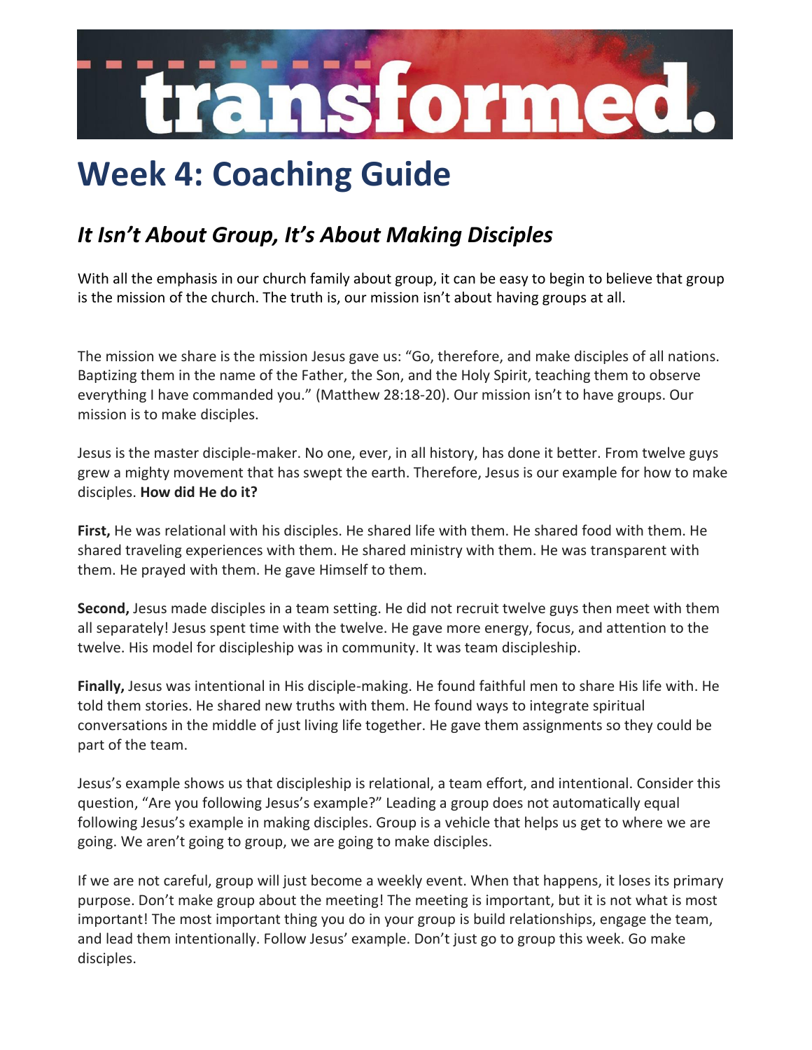# transformed.

# Week 4: Coaching Guide

## *It Isn't About Group, It's About Making Disciples*

With all the emphasis in our church family about group, it can be easy to begin to believe that group is the mission of the church. The truth is, our mission isn't about having groups at all.

The mission we share is the mission Jesus gave us: "Go, therefore, and make disciples of all nations. Baptizing them in the name of the Father, the Son, and the Holy Spirit, teaching them to observe everything I have commanded you." (Matthew 28:18-20). Our mission isn't to have groups. Our mission is to make disciples.

Jesus is the master disciple-maker. No one, ever, in all history, has done it better. From twelve guys grew a mighty movement that has swept the earth. Therefore, Jesus is our example for how to make disciples. **How did He do it?**

**First,** He was relational with his disciples. He shared life with them. He shared food with them. He shared traveling experiences with them. He shared ministry with them. He was transparent with them. He prayed with them. He gave Himself to them.

**Second,** Jesus made disciples in a team setting. He did not recruit twelve guys then meet with them all separately! Jesus spent time with the twelve. He gave more energy, focus, and attention to the twelve. His model for discipleship was in community. It was team discipleship.

**Finally,** Jesus was intentional in His disciple-making. He found faithful men to share His life with. He told them stories. He shared new truths with them. He found ways to integrate spiritual conversations in the middle of just living life together. He gave them assignments so they could be part of the team.

Jesus's example shows us that discipleship is relational, a team effort, and intentional. Consider this question, "Are you following Jesus's example?" Leading a group does not automatically equal following Jesus's example in making disciples. Group is a vehicle that helps us get to where we are going. We aren't going to group, we are going to make disciples.

If we are not careful, group will just become a weekly event. When that happens, it loses its primary purpose. Don't make group about the meeting! The meeting is important, but it is not what is most important! The most important thing you do in your group is build relationships, engage the team, and lead them intentionally. Follow Jesus' example. Don't just go to group this week. Go make disciples.